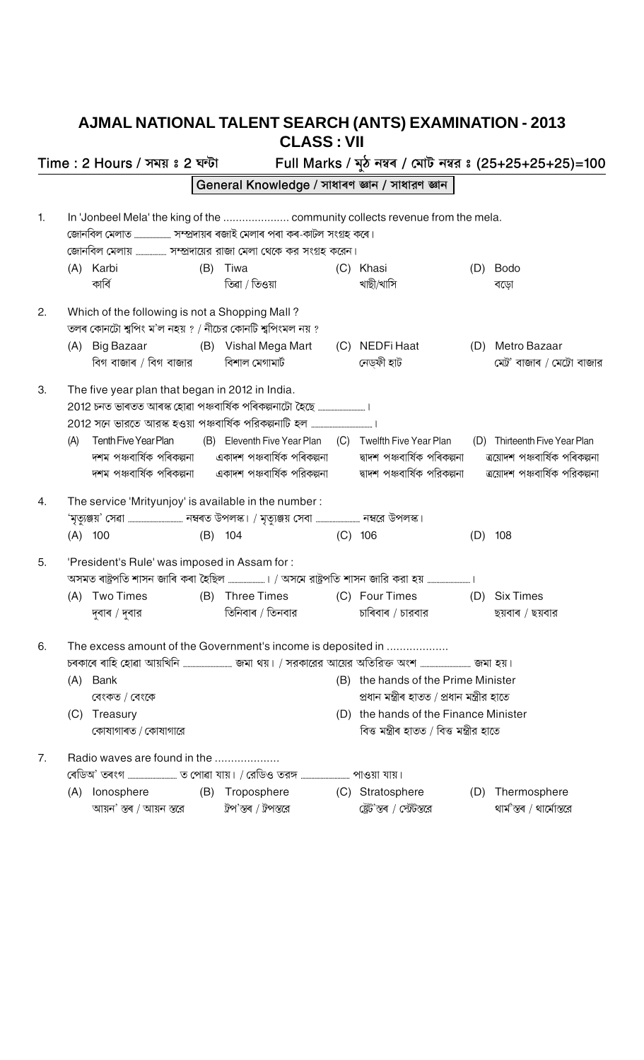# AJMAL NATIONAL TALENT SEARCH (ANTS) EXAMINATION - 2013

## CLASS : VII

**Time : 2 Hours / সময় ঃ 2 ঘন্টা** **Full Marks / মুঠ নম্বৰ / মোট নম্বর ঃ (25+25+25+25)=100**

### General Knowledge / সাধাৰণ জ্ঞান / সাধারণ জ্ঞান

1. In 'Jonbeel Mela' the king of the .................... community collects revenue from the mela.
   জোনবিল মেলাত ............ সম্প্ৰদায়ৰ ৰজাই মেলাৰ পৰা কৰ-কাটল সংগ্ৰহ কৰে।
   জোনবিল মেলায় ............ সম্প্রদায়ের রাজা মেলা থেকে কর সংগ্রহ করেন।
   (A) Karbi / কাৰ্বি (B) Tiwa / তিৱা / তিওয়া (C) Khasi / খাছী/খাসি (D) Bodo / বড়ো

2. Which of the following is not a Shopping Mall ?
   তলৰ কোনটো শ্বপিং ম'ল নহয় ? / নীচের কোনটি শ্বপিংমল নয় ?
   (A) Big Bazaar / বিগ বাজাৰ / বিগ বাজার (B) Vishal Mega Mart / বিশাল মেগামার্ট (C) NEDFi Haat / নেড্‌ফী হাট (D) Metro Bazaar / মেট্ৰ' বাজাৰ / মেট্রো বাজার

3. The five year plan that began in 2012 in India.
   2012 চনত ভাৰতত আৰম্ভ হোৱা পঞ্চবাৰ্ষিক পৰিকল্পনাটো হৈছে ...............।
   2012 সনে ভারতে আরম্ভ হওয়া পঞ্চবার্ষিক পরিকল্পনাটি হল ...............।
   (A) Tenth Five Year Plan / দশম পঞ্চবাৰ্ষিক পৰিকল্পনা / দশম পঞ্চবার্ষিক পরিকল্পনা (B) Eleventh Five Year Plan / একাদশ পঞ্চবাৰ্ষিক পৰিকল্পনা / একাদশ পঞ্চবার্ষিক পরিকল্পনা (C) Twelfth Five Year Plan / দ্বাদশ পঞ্চবাৰ্ষিক পৰিকল্পনা / দ্বাদশ পঞ্চবার্ষিক পরিকল্পনা (D) Thirteenth Five Year Plan / ত্ৰয়োদশ পঞ্চবাৰ্ষিক পৰিকল্পনা / ত্রয়োদশ পঞ্চবার্ষিক পরিকল্পনা

4. The service 'Mrityunjoy' is available in the number :
   'মৃত্যুঞ্জয়' সেৱা ............... নম্বৰত উপলব্ধ। / মৃত্যুঞ্জয় সেবা ............... নম্বরে উপলব্ধ।
   (A) 100 (B) 104 (C) 106 (D) 108

5. 'President's Rule' was imposed in Assam for :
   অসমত ৰাষ্ট্ৰপতি শাসন জাৰি কৰা হৈছিল ...............। / অসমে রাষ্ট্রপতি শাসন জারি করা হয় ...............।
   (A) Two Times / দুবাৰ / দুবার (B) Three Times / তিনিবাৰ / তিনবার (C) Four Times / চাৰিবাৰ / চারবার (D) Six Times / ছয়বাৰ / ছয়বার

6. The excess amount of the Government's income is deposited in ..................
   চৰকাৰে বাহি হোৱা আয়খিনি ............... জমা থয়। / সরকারের আয়ের অতিরিক্ত অংশ ............... জমা হয়।
   (A) Bank / বেংকত / বেংকে
   (B) the hands of the Prime Minister / প্ৰধান মন্ত্ৰীৰ হাতত / প্রধান মন্ত্রীর হাতে
   (C) Treasury / কোষাগাৰত / কোষাগারে
   (D) the hands of the Finance Minister / বিত্ত মন্ত্ৰীৰ হাতত / বিত্ত মন্ত্রীর হাতে

7. Radio waves are found in the ....................
   ৰেডিঅ' তৰংগ ............... ত পোৱা যায়। / রেডিও তরঙ্গ ............... পাওয়া যায়।
   (A) Ionosphere / আয়ন' স্তৰ / আয়ন স্তরে (B) Troposphere / ট্ৰপ'স্তৰ / ট্রপস্তরে (C) Stratosphere / ষ্ট্ৰেট'স্তৰ / স্ট্রেটস্তরে (D) Thermosphere / থাৰ্ম'স্তৰ / থার্মোস্তরে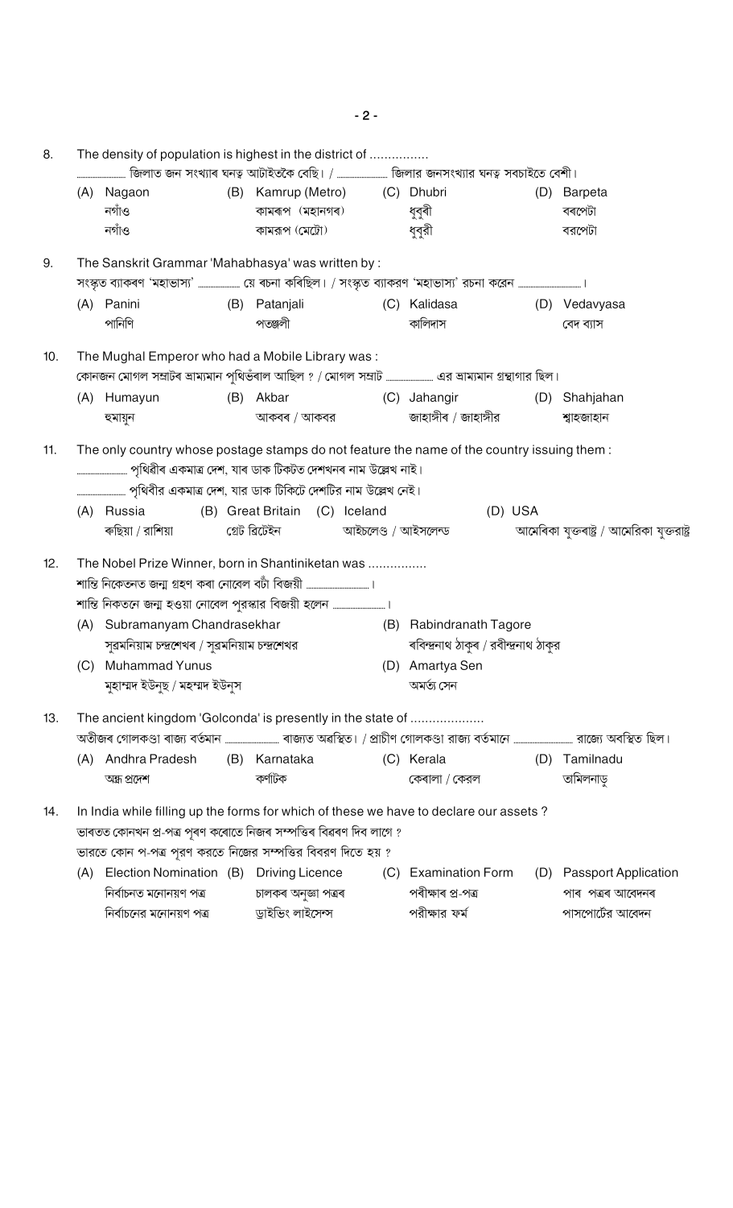8. The density of population is highest in the district of ................

   ............... জিলাত জন সংখ্যাৰ ঘনত্ব আটাইতকৈ বেছি। / ............... জিলার জনসংখ্যার ঘনত্ব সবচাইতে বেশী।

   (A) Nagaon
   নগাঁও
   নগাঁও

   (B) Kamrup (Metro)
   কামৰূপ (মহানগৰ)
   কামরূপ (মেট্রো)

   (C) Dhubri
   ধুবুৰী
   ধুবুরী

   (D) Barpeta
   বৰপেটা
   বরপেটা

9. The Sanskrit Grammar 'Mahabhasya' was written by :

   সংস্কৃত ব্যাকৰণ 'মহাভাস্য' ............... য়ে ৰচনা কৰিছিল। / সংস্কৃত ব্যাকরণ 'মহাভাস্য' রচনা করেন ...............।

   (A) Panini
   পানিণি

   (B) Patanjali
   পতঞ্জলী

   (C) Kalidasa
   কালিদাস

   (D) Vedavyasa
   বেদ ব্যাস

10. The Mughal Emperor who had a Mobile Library was :

    কোনজন মোগল সম্ৰাটৰ ভ্ৰাম্যমান পুথিভঁৰাল আছিল ? / মোগল সম্রাট ............... এর ভ্রাম্যমান গ্রন্থাগার ছিল।

    (A) Humayun
    হুমায়ুন

    (B) Akbar
    আকবৰ / আকবর

    (C) Jahangir
    জাহাঙ্গীৰ / জাহাঙ্গীর

    (D) Shahjahan
    শ্বাহজাহান

11. The only country whose postage stamps do not feature the name of the country issuing them :

    ............... পৃথিৱীৰ একমাত্ৰ দেশ, যাৰ ডাক টিকটত দেশখনৰ নাম উল্লেখ নাই।

    ............... পৃথিবীর একমাত্র দেশ, যার ডাক টিকিটে দেশটির নাম উল্লেখ নেই।

    (A) Russia
    ৰুছিয়া / রাশিয়া

    (B) Great Britain
    গ্রেট ব্রিটেইন

    (C) Iceland
    আইচলেণ্ড / আইসলেন্ড

    (D) USA
    আমেৰিকা যুক্তৰাষ্ট্ৰ / আমেরিকা যুক্তরাষ্ট্র

12. The Nobel Prize Winner, born in Shantiniketan was ................

    শান্তি নিকেতনত জন্ম গ্ৰহণ কৰা নোবেল বঁটা বিজয়ী ...............।

    শান্তি নিকতনে জন্ম হওয়া নোবেল পুরস্কার বিজয়ী হলেন ...............।

    (A) Subramanyam Chandrasekhar
    সুব্ৰমনিয়াম চন্দ্ৰশেখৰ / সুব্রমনিয়াম চন্দ্রশেখর

    (B) Rabindranath Tagore
    ৰবিন্দ্ৰনাথ ঠাকুৰ / রবীন্দ্রনাথ ঠাকুর

    (C) Muhammad Yunus
    মুহাম্মদ ইউনুছ / মহম্মদ ইউনুস

    (D) Amartya Sen
    অমর্ত্য সেন

13. The ancient kingdom 'Golconda' is presently in the state of ....................

    অতীজৰ গোলকুণ্ডা ৰাজ্য বৰ্তমান ............... ৰাজ্যত অৱস্থিত। / প্রাচীণ গোলকুণ্ডা রাজ্য বর্তমানে ............... রাজ্যে অবস্থিত ছিল।

    (A) Andhra Pradesh
    অন্ধ্র প্রদেশ

    (B) Karnataka
    কর্ণাটক

    (C) Kerala
    কেৰালা / কেরল

    (D) Tamilnadu
    তামিলনাড়ু

14. In India while filling up the forms for which of these we have to declare our assets ?

    ভাৰতত কোনখন প্ৰ-পত্ৰ পূৰণ কৰোতে নিজৰ সম্পত্তিৰ বিৱৰণ দিব লাগে ?

    ভারতে কোন প-পত্র পূরণ করতে নিজের সম্পত্তির বিবরণ দিতে হয় ?

    (A) Election Nomination
    নিৰ্বাচনত মনোনয়ণ পত্ৰ
    নির্বাচনের মনোনয়ণ পত্র

    (B) Driving Licence
    চালকৰ অনুজ্ঞা পত্ৰৰ
    ড্রাইভিং লাইসেন্স

    (C) Examination Form
    পৰীক্ষাৰ প্ৰ-পত্ৰ
    পরীক্ষার ফর্ম

    (D) Passport Application
    পাৰ পত্ৰৰ আবেদনৰ
    পাসপোর্টের আবেদন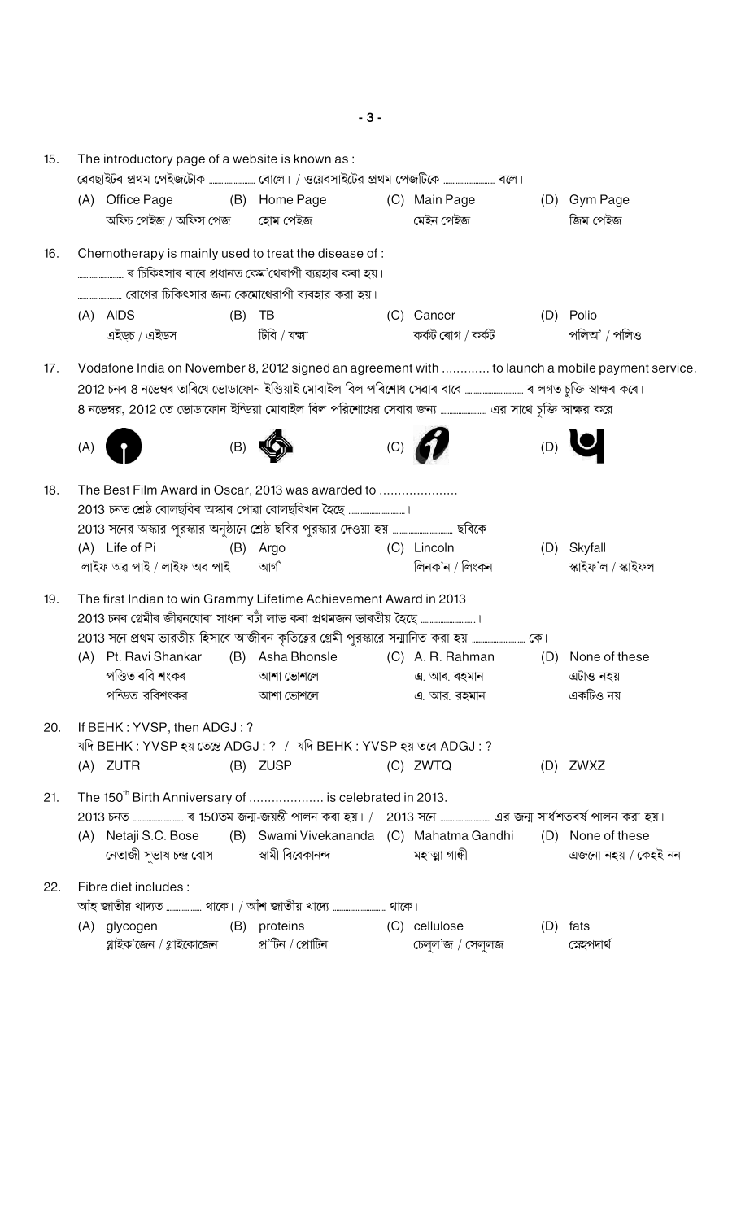15. The introductory page of a website is known as :
ৱেবছাইটৰ প্ৰথম পেইজটোক .................. বোলে। / ওয়েবসাইটের প্রথম পেজটিকে .................. বলে।
(A) Office Page অফিচ পেইজ / অফিস পেজ
(B) Home Page হোম পেইজ
(C) Main Page মেইন পেইজ
(D) Gym Page জিম পেইজ

16. Chemotherapy is mainly used to treat the disease of :
.................. ৰ চিকিৎসাৰ বাবে প্ৰধানত কেম'থেৰাপী ব্যৱহাৰ কৰা হয়।
.................. রোগের চিকিৎসার জন্য কেমোথেরাপী ব্যবহার করা হয়।
(A) AIDS এইড্চ / এইডস
(B) TB টিবি / যক্ষা
(C) Cancer কৰ্কট ৰোগ / কর্কট
(D) Polio পলিঅ' / পলিও

17. Vodafone India on November 8, 2012 signed an agreement with ............. to launch a mobile payment service.
2012 চনৰ 8 নৱেম্বৰ তাৰিখে ভোডাফোন ইণ্ডিয়াই মোবাইল বিল পৰিশোধ সেৱাৰ বাবে .................. ৰ লগত চুক্তি স্বাক্ষৰ কৰে।
8 নভেম্বর, 2012 তে ভোডাফোন ইন্ডিয়া মোবাইল বিল পরিশোধের সেবার জন্য .................. এর সাথে চুক্তি স্বাক্ষর করে।
(A) [logo]
(B) [logo]
(C) [logo]
(D) [logo]

18. The Best Film Award in Oscar, 2013 was awarded to .....................
2013 চনত শ্ৰেষ্ঠ বোলছবিৰ অস্কাৰ পোৱা বোলছবিখন হৈছে ..................।
2013 সনের অস্কার পুরস্কার অনুষ্ঠানে শ্রেষ্ঠ ছবির পুরস্কার দেওয়া হয় .................. ছবিকে
(A) Life of Pi লাইফ অৱ পাই / লাইফ অব পাই
(B) Argo আৰ্গ'
(C) Lincoln লিনক'ন / লিংকন
(D) Skyfall স্কাইফ'ল / স্কাইফল

19. The first Indian to win Grammy Lifetime Achievement Award in 2013
2013 চনৰ গ্ৰেমীৰ জীৱনযোৰা সাধনা বটা লাভ কৰা প্ৰথমজন ভাৰতীয় হৈছে ..................।
2013 সনে প্রথম ভারতীয় হিসাবে আজীবন কৃতিত্বের গ্রেমী পুরস্কারে সম্মানিত করা হয় .................. কে।
(A) Pt. Ravi Shankar পণ্ডিত ৰবি শংকৰ / পন্ডিত রবিশংকর
(B) Asha Bhonsle আশা ভোশলে / আশা ভোশলে
(C) A. R. Rahman এ. আৰ. ৰহমান / এ. আর. রহমান
(D) None of these এটাও নহয় / একটিও নয়

20. If BEHK : YVSP, then ADGJ : ?
যদি BEHK : YVSP হয় তেন্তে ADGJ : ? / যদি BEHK : YVSP হয় তবে ADGJ : ?
(A) ZUTR
(B) ZUSP
(C) ZWTQ
(D) ZWXZ

21. The 150th Birth Anniversary of .................... is celebrated in 2013.
2013 চনত .................. ৰ 150তম জন্ম-জয়ন্তী পালন কৰা হয়। / 2013 সনে .................. এর জন্ম সার্ধশতবর্ষ পালন করা হয়।
(A) Netaji S.C. Bose নেতাজী সুভাষ চন্দ্ৰ বোস
(B) Swami Vivekananda স্বামী বিবেকানন্দ
(C) Mahatma Gandhi মহাত্মা গান্ধী
(D) None of these এজনো নহয় / কেহই নন

22. Fibre diet includes :
আঁহ জাতীয় খাদ্যত .................. থাকে। / আঁশ জাতীয় খাদ্যে .................. থাকে।
(A) glycogen গ্লাইক'জেন / গ্লাইকোজেন
(B) proteins প্ৰ'টিন / প্রোটিন
(C) cellulose চেলুল'জ / সেলুলজ
(D) fats স্নেহপদার্থ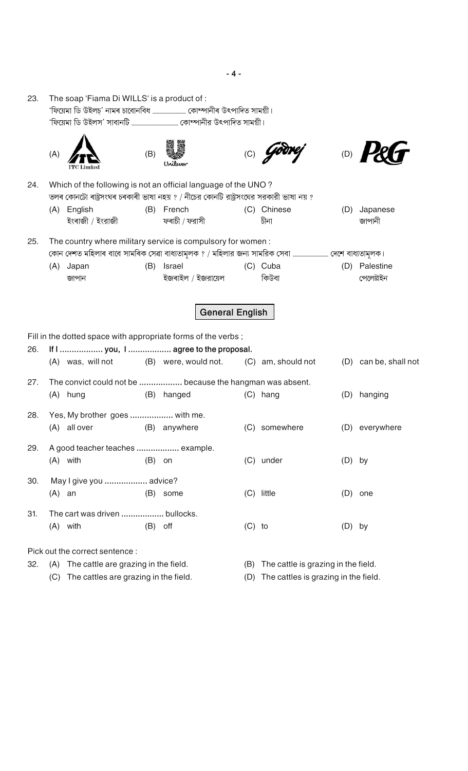23. The soap 'Fiama Di WILLS' is a product of :
'ফিয়েমা ডি উইলচ' নামৰ চাবোনবিধ ............ কোম্পানীৰ উৎপাদিত সামগ্ৰী।
'ফিয়েমা ডি উইলস' সাবানটি ............ কোম্পানীর উৎপাদিত সামগ্রী।

(A) ITC Limited (B) Unilever (C) Godrej (D) P&G

24. Which of the following is not an official language of the UNO ?
তলৰ কোনটো ৰাষ্ট্ৰসংঘৰ চৰকাৰী ভাষা নহয় ? / নীচের কোনটি রাষ্ট্রসংঘের সরকারী ভাষা নয় ?

(A) English
ইংৰাজী / ইংরাজী

(B) French
ফৰাচী / ফরাসী

(C) Chinese
চীনা

(D) Japanese
জাপানী

25. The country where military service is compulsory for women :
কোন দেশত মহিলাৰ বাবে সামৰিক সেৱা বাধ্যতামূলক ? / মহিলার জন্য সামরিক সেবা ............ দেশে বাধ্যতামূলক।

(A) Japan
জাপান

(B) Israel
ইজৰাইল / ইজরায়েল

(C) Cuba
কিউবা

(D) Palestine
পেলেষ্টাইন

## General English

Fill in the dotted space with appropriate forms of the verbs ;

26. **If I .................. you, I .................. agree to the proposal.**

(A) was, will not (B) were, would not. (C) am, should not (D) can be, shall not

27. The convict could not be .................. because the hangman was absent.

(A) hung (B) hanged (C) hang (D) hanging

28. Yes, My brother goes .................. with me.

(A) all over (B) anywhere (C) somewhere (D) everywhere

29. A good teacher teaches .................. example.

(A) with (B) on (C) under (D) by

30. May I give you .................. advice?

(A) an (B) some (C) little (D) one

31. The cart was driven .................. bullocks.

(A) with (B) off (C) to (D) by

Pick out the correct sentence :

32. (A) The cattle are grazing in the field.
(B) The cattle is grazing in the field.
(C) The cattles are grazing in the field.
(D) The cattles is grazing in the field.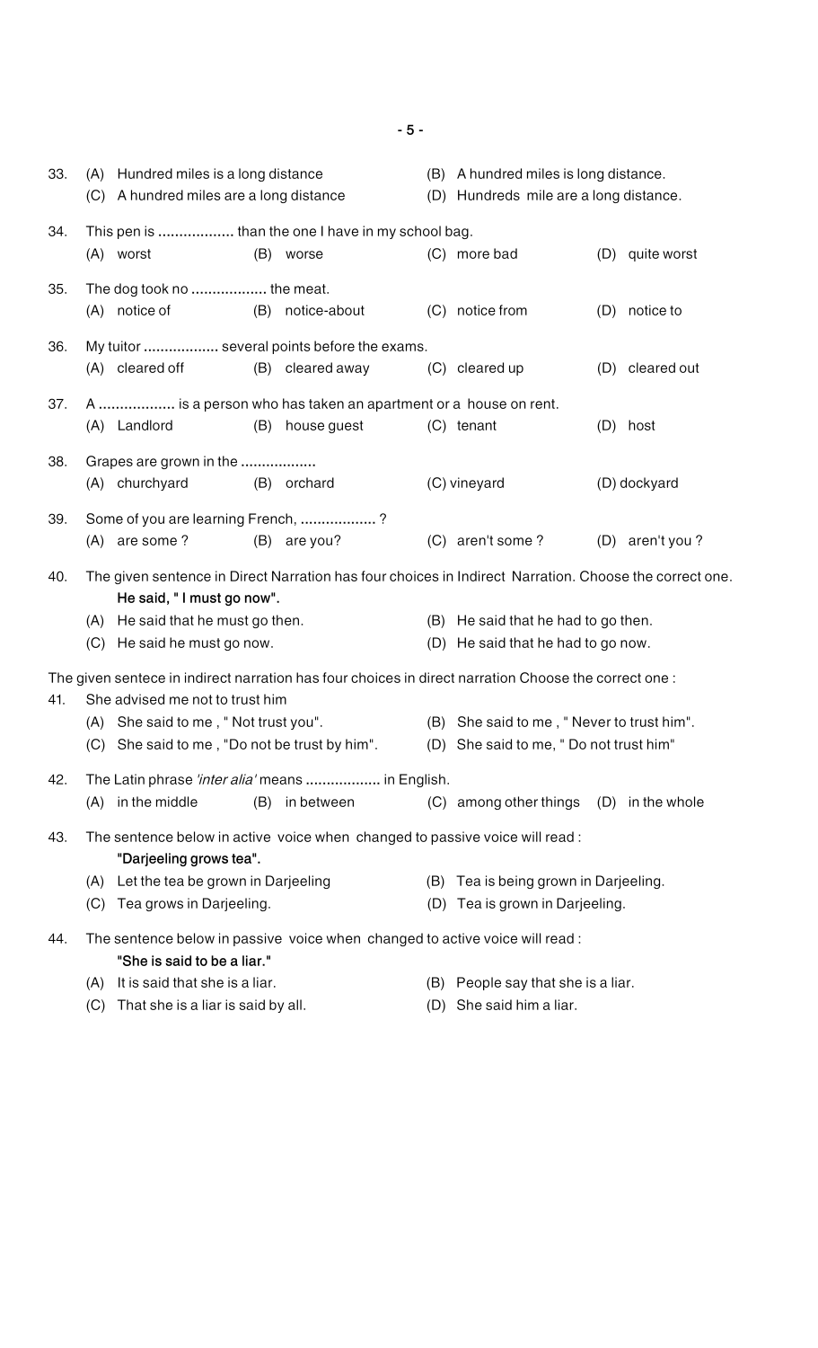33. (A) Hundred miles is a long distance
(B) A hundred miles is long distance.
(C) A hundred miles are a long distance
(D) Hundreds mile are a long distance.

34. This pen is .................. than the one I have in my school bag.
(A) worst
(B) worse
(C) more bad
(D) quite worst

35. The dog took no .................. the meat.
(A) notice of
(B) notice-about
(C) notice from
(D) notice to

36. My tuitor .................. several points before the exams.
(A) cleared off
(B) cleared away
(C) cleared up
(D) cleared out

37. A .................. is a person who has taken an apartment or a house on rent.
(A) Landlord
(B) house guest
(C) tenant
(D) host

38. Grapes are grown in the ..................
(A) churchyard
(B) orchard
(C) vineyard
(D) dockyard

39. Some of you are learning French, .................. ?
(A) are some ?
(B) are you?
(C) aren't some ?
(D) aren't you ?

40. The given sentence in Direct Narration has four choices in Indirect Narration. Choose the correct one.
**He said, " I must go now".**
(A) He said that he must go then.
(B) He said that he had to go then.
(C) He said he must go now.
(D) He said that he had to go now.

The given sentece in indirect narration has four choices in direct narration Choose the correct one :

41. She advised me not to trust him
(A) She said to me , " Not trust you".
(B) She said to me , " Never to trust him".
(C) She said to me , "Do not be trust by him".
(D) She said to me, " Do not trust him"

42. The Latin phrase *'inter alia'* means .................. in English.
(A) in the middle
(B) in between
(C) among other things
(D) in the whole

43. The sentence below in active voice when changed to passive voice will read :
**"Darjeeling grows tea".**
(A) Let the tea be grown in Darjeeling
(B) Tea is being grown in Darjeeling.
(C) Tea grows in Darjeeling.
(D) Tea is grown in Darjeeling.

44. The sentence below in passive voice when changed to active voice will read :
**"She is said to be a liar."**
(A) It is said that she is a liar.
(B) People say that she is a liar.
(C) That she is a liar is said by all.
(D) She said him a liar.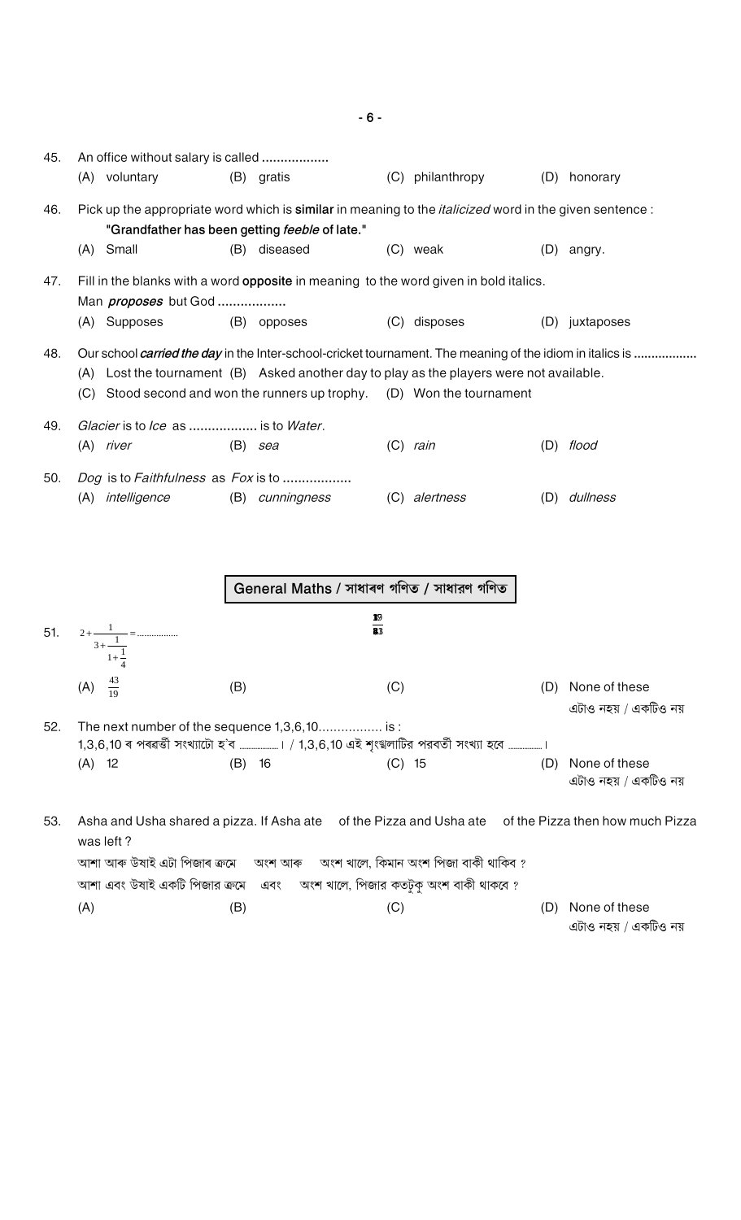45. An office without salary is called ..................

(A) voluntary (B) gratis (C) philanthropy (D) honorary

46. Pick up the appropriate word which is **similar** in meaning to the *italicized* word in the given sentence :

**"Grandfather has been getting *feeble* of late."**

(A) Small (B) diseased (C) weak (D) angry.

47. Fill in the blanks with a word **opposite** in meaning to the word given in bold italics.

Man ***proposes*** but God ..................

(A) Supposes (B) opposes (C) disposes (D) juxtaposes

48. Our school ***carried the day*** in the Inter-school-cricket tournament. The meaning of the idiom in italics is ..................

(A) Lost the tournament (B) Asked another day to play as the players were not available.

(C) Stood second and won the runners up trophy. (D) Won the tournament

49. *Glacier* is to *Ice* as .................. is to *Water*.

(A) *river* (B) *sea* (C) *rain* (D) *flood*

50. *Dog* is to *Faithfulness* as *Fox* is to ..................

(A) *intelligence* (B) *cunningness* (C) *alertness* (D) *dullness*

## General Maths / সাধাৰণ গণিত / সাধারণ গণিত

51. $2+\frac{1}{3+\frac{1}{1+\frac{1}{4}}}$ = ..................

(A) $\frac{43}{19}$ (B) (C) (D) None of these / এটাও নহয় / একটিও নয়

52. The next number of the sequence 1,3,6,10.................. is :

1,3,6,10 ৰ পৰৱৰ্তী সংখ্যাটো হ'ব ..................। / 1,3,6,10 এই শৃংখলাটির পরবর্তী সংখ্যা হবে ..................।

(A) 12 (B) 16 (C) 15 (D) None of these / এটাও নহয় / একটিও নয়

53. Asha and Usha shared a pizza. If Asha ate of the Pizza and Usha ate of the Pizza then how much Pizza was left ?

আশা আৰু উষাই এটা পিজাৰ ক্ৰমে অংশ আৰু অংশ খালে, কিমান অংশ পিজা বাকী থাকিব ?

আশা এবং উষাই একটি পিজার ক্রমে এবং অংশ খালে, পিজার কতটুকু অংশ বাকী থাকবে ?

(A) (B) (C) (D) None of these / এটাও নহয় / একটিও নয়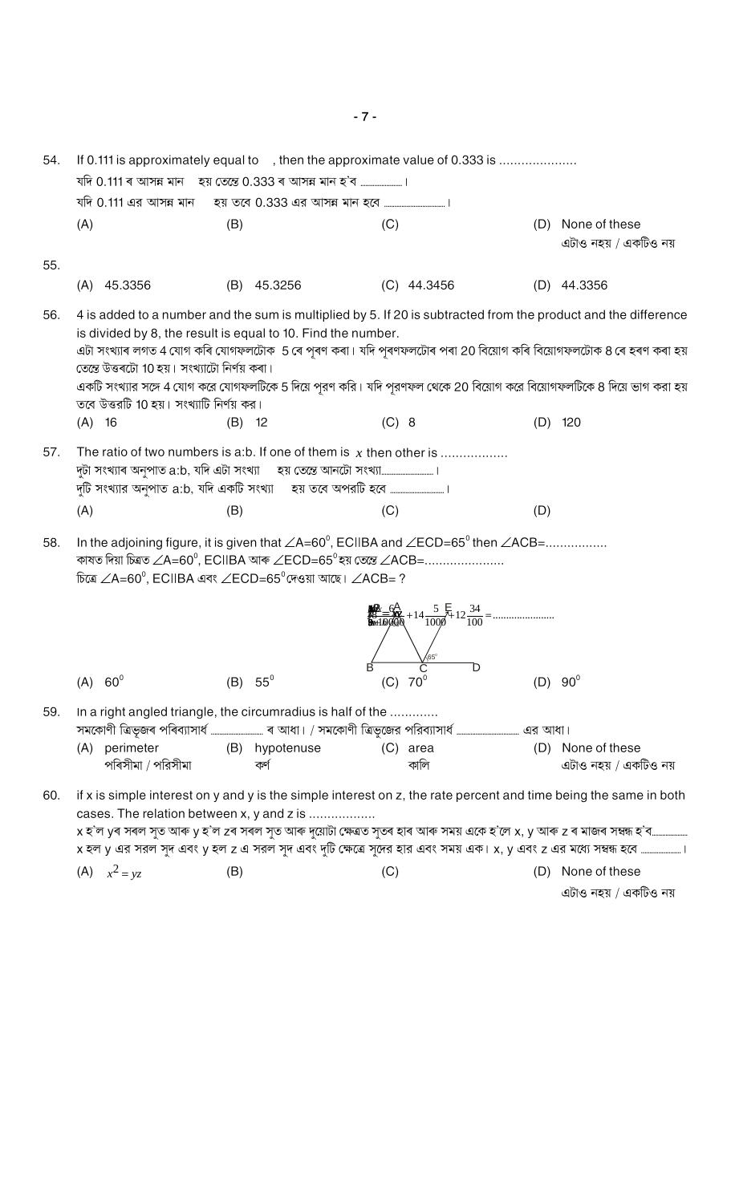54. If 0.111 is approximately equal to , then the approximate value of 0.333 is .....................

যদি 0.111 ৰ আসন্ন মান হয় তেন্তে 0.333 ৰ আসন্ন মান হ'ব ...................।

যদি 0.111 এর আসন্ন মান হয় তবে 0.333 এর আসন্ন মান হবে ...................।

(A)  (B)  (C)  (D) None of these / এটাও নহয় / একটিও নয়

55.

(A) 45.3356  (B) 45.3256  (C) 44.3456  (D) 44.3356

56. 4 is added to a number and the sum is multiplied by 5. If 20 is subtracted from the product and the difference is divided by 8, the result is equal to 10. Find the number.

এটা সংখ্যাৰ লগত 4 যোগ কৰি যোগফলটোক 5 ৰে পূৰণ কৰা। যদি পূৰণফলটোৰ পৰা 20 বিয়োগ কৰি বিয়োগফলটোক 8 ৰে হৰণ কৰা হয় তেন্তে উত্তৰটো 10 হয়। সংখ্যাটো নিৰ্ণয় কৰা।

একটি সংখ্যার সঙ্গে 4 যোগ করে যোগফলটিকে 5 দিয়ে পূরণ করি। যদি পূরণফল থেকে 20 বিয়োগ করে বিয়োগফলটিকে 8 দিয়ে ভাগ করা হয় তবে উত্তরটি 10 হয়। সংখ্যাটি নির্ণয় কর।

(A) 16  (B) 12  (C) 8  (D) 120

57. The ratio of two numbers is a:b. If one of them is $x$ then other is ..................

দুটা সংখ্যাৰ অনুপাত a:b, যদি এটা সংখ্যা হয় তেন্তে আনটো সংখ্যা...................।

দুটি সংখ্যার অনুপাত a:b, যদি একটি সংখ্যা হয় তবে অপরটি হবে ...................।

(A)  (B)  (C)  (D)

58. In the adjoining figure, it is given that $\angle A=60^0$, EC||BA and $\angle ECD=65^0$ then $\angle ACB=$.................

কাষত দিয়া চিত্ৰত $\angle A=60^0$, EC||BA আৰু $\angle ECD=65^0$ হয় তেন্তে $\angle ACB=$......................

চিত্রে $\angle A=60^0$, EC||BA এবং $\angle ECD=65^0$ দেওয়া আছে। $\angle ACB=$ ?

$$+14\frac{5}{1000}+12\frac{34}{100}=\text{.......................}$$

(A) $60^0$  (B) $55^0$  (C) $70^0$  (D) $90^0$

59. In a right angled triangle, the circumradius is half of the ............

সমকোণী ত্ৰিভুজৰ পৰিব্যাসাৰ্ধ ................... ৰ আধা। / সমকোণী ত্রিভুজের পরিব্যাসার্ধ ................... এর আধা।

(A) perimeter / পৰিসীমা / পরিসীমা  (B) hypotenuse / কৰ্ণ  (C) area / কালি  (D) None of these / এটাও নহয় / একটিও নয়

60. if x is simple interest on y and y is the simple interest on z, the rate percent and time being the same in both cases. The relation between x, y and z is ..................

x হ'ল yৰ সৰল সুত আৰু y হ'ল zৰ সৰল সুত আৰু দুয়োটা ক্ষেত্ৰত সুতৰ হাৰ আৰু সময় একে হ'লে x, y আৰু z ৰ মাজৰ সম্বন্ধ হ'ব...............

x হল y এর সরল সুদ এবং y হল z এ সরল সুদ এবং দুটি ক্ষেত্রে সুদের হার এবং সময় এক। x, y এবং z এর মধ্যে সম্বন্ধ হবে ...................।

(A) $x^2 = yz$  (B)  (C)  (D) None of these / এটাও নহয় / একটিও নয়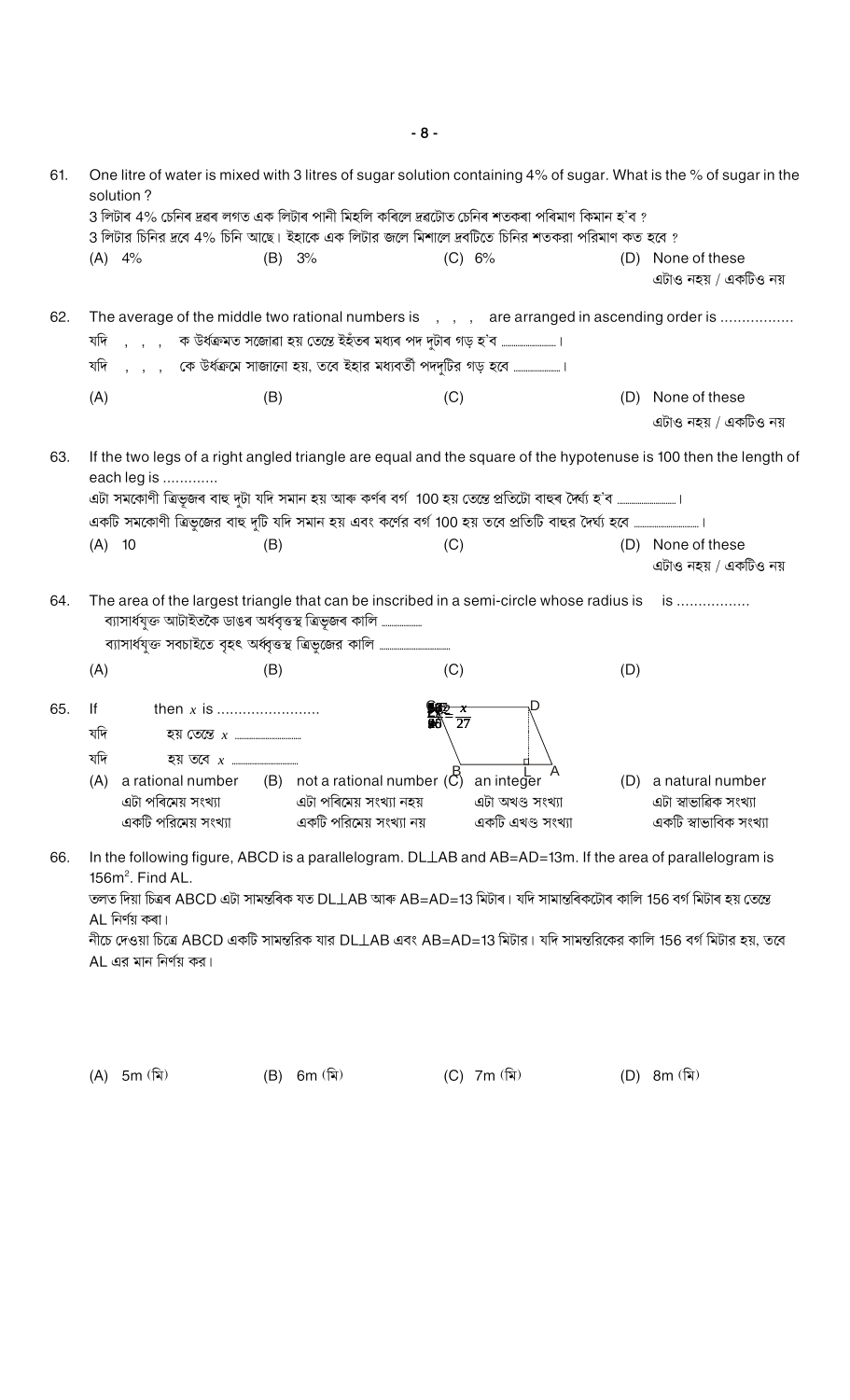61. One litre of water is mixed with 3 litres of sugar solution containing 4% of sugar. What is the % of sugar in the solution ?

3 লিটাৰ 4% চেনিৰ দ্ৰৱৰ লগত এক লিটাৰ পানী মিহলি কৰিলে দ্ৰৱটোত চেনিৰ শতকৰা পৰিমাণ কিমান হ'ব ?

3 লিটার চিনির দ্রবে 4% চিনি আছে। ইহাকে এক লিটার জলে মিশালে দ্রবটিতে চিনির শতকরা পরিমাণ কত হবে ?

(A) 4% (B) 3% (C) 6% (D) None of these / এটাও নহয় / একটিও নয়

62. The average of the middle two rational numbers is , , , are arranged in ascending order is .................

যদি , , , ক উৰ্ধক্ৰমত সজোৱা হয় তেন্তে ইহঁতৰ মধ্যৰ পদ দুটাৰ গড় হ'ব ...............।

যদি , , , কে উর্ধক্রমে সাজানো হয়, তবে ইহার মধ্যবর্তী পদদুটির গড় হবে ...............।

(A) (B) (C) (D) None of these / এটাও নহয় / একটিও নয়

63. If the two legs of a right angled triangle are equal and the square of the hypotenuse is 100 then the length of each leg is .............

এটা সমকোণী ত্ৰিভূজৰ বাহু দুটা যদি সমান হয় আৰু কৰ্ণৰ বৰ্গ 100 হয় তেন্তে প্ৰতিটো বাহুৰ দৈৰ্ঘ্য হ'ব ...............।

একটি সমকোণী ত্রিভূজের বাহু দুটি যদি সমান হয় এবং কর্ণের বর্গ 100 হয় তবে প্রতিটি বাহুর দৈর্ঘ্য হবে ...............।

(A) 10 (B) (C) (D) None of these / এটাও নহয় / একটিও নয়

64. The area of the largest triangle that can be inscribed in a semi-circle whose radius is is .................

ব্যাসাৰ্ধযুক্ত আটাইতকৈ ডাঙৰ অৰ্ধবৃত্তস্থ ত্ৰিভূজৰ কালি ...............

ব্যাসার্ধযুক্ত সবচাইতে বৃহৎ অর্ধবৃত্তস্থ ত্রিভূজের কালি ...............

(A) (B) (C) (D)

65. If $\frac{x}{27}$ then $x$ is ........................

যদি হয় তেন্তে $x$ ...............

যদি হয় তবে $x$ ...............

(A) a rational number / এটা পৰিমেয় সংখ্যা / একটি পরিমেয় সংখ্যা (B) not a rational number / এটা পৰিমেয় সংখ্যা নহয় / একটি পরিমেয় সংখ্যা নয় (C) an integer / এটা অখণ্ড সংখ্যা / একটি এখণ্ড সংখ্যা (D) a natural number / এটা স্বাভাৱিক সংখ্যা / একটি স্বাভাবিক সংখ্যা

66. In the following figure, ABCD is a parallelogram. DL⊥AB and AB=AD=13m. If the area of parallelogram is 156m$^2$. Find AL.

তলত দিয়া চিত্ৰৰ ABCD এটা সামন্তৰিক যত DL⊥AB আৰু AB=AD=13 মিটাৰ। যদি সামান্তৰিকটোৰ কালি 156 বৰ্গ মিটাৰ হয় তেন্তে AL নিৰ্ণয় কৰা।

নীচে দেওয়া চিত্রে ABCD একটি সামন্তরিক যার DL⊥AB এবং AB=AD=13 মিটার। যদি সামন্তরিকের কালি 156 বর্গ মিটার হয়, তবে AL এর মান নির্ণয় কর।

(A) 5m (মি) (B) 6m (মি) (C) 7m (মি) (D) 8m (মি)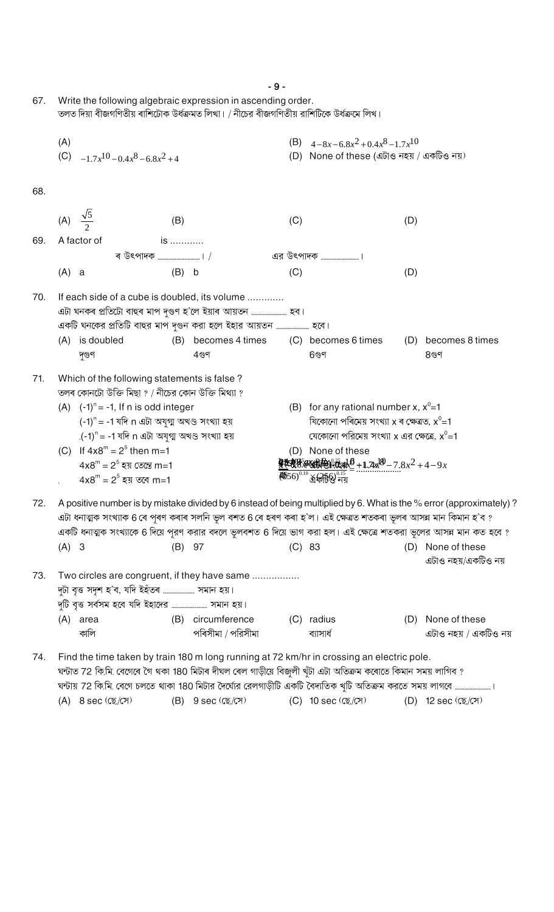67. Write the following algebraic expression in ascending order.
তলত দিয়া বীজগণিতীয় ৰাশিটোক উৰ্ধক্ৰমত লিখা। / নীচের বীজগণিতীয় রাশিটিকে উর্ধক্রমে লিখ।

(A)
(B) $4-8x-6.8x^2+0.4x^8-1.7x^{10}$
(C) $-1.7x^{10}-0.4x^8-6.8x^2+4$
(D) None of these (এটাও নহয় / একটিও নয়)

68.

(A) $\frac{\sqrt{5}}{2}$
(B)
(C)
(D)

69. A factor of is ............
ৰ উৎপাদক ..................... । / এর উৎপাদক ..................... ।

(A) a
(B) b
(C)
(D)

70. If each side of a cube is doubled, its volume .............
এটা ঘনকৰ প্ৰতিটো বাহুৰ মাপ দুগুণ হ'লে ইয়াৰ আয়তন ..................... হ'ব।
একটি ঘনকের প্রতিটি বাহুর মাপ দ্বিগুন করা হলে ইহার আয়তন ..................... হবে।

(A) is doubled / দুগুণ
(B) becomes 4 times / 4গুণ
(C) becomes 6 times / 6গুণ
(D) becomes 8 times / 8গুণ

71. Which of the following statements is false ?
তলৰ কোনটো উক্তি মিছা ? / নীচের কোন উক্তি মিথ্যা ?

(A) $(-1)^n = -1$, If n is odd integer
$(-1)^n = -1$ যদি n এটা অযুগ্ম অখণ্ড সংখ্যা হয়
$(-1)^n = -1$ যদি n এটা অযুগ্ম অখণ্ড সংখ্যা হয়

(B) for any rational number x, $x^0=1$
যিকোনো পৰিমেয় সংখ্যা x ৰ ক্ষেত্ৰত, $x^0=1$
যেকোনো পরিমেয় সংখ্যা x এর ক্ষেত্রে, $x^0=1$

(C) If $4 \times 8^m = 2^5$ then m=1
$4 \times 8^m = 2^5$ হয় তেন্তে m=1
$4 \times 8^m = 2^5$ হয় তবে m=1

(D) None of these
$+1.7x^{10}-7.8x^2+4-9x$
$(256)^{0.10} \times (256)^{0.15}$
একটিও নয়

72. A positive number is by mistake divided by 6 instead of being multiplied by 6. What is the % error (approximately) ?
এটা ধনাত্মক সংখ্যাক 6 ৰে পূৰণ কৰাৰ সলনি ভুল বশত 6 ৰে হৰণ কৰা হ'ল। এই ক্ষেত্ৰত শতকৰা ভুলৰ আসন্ন মান কিমান হ'ব ?
একটি ধনাত্মক সংখ্যাকে 6 দিয়ে পূরণ করার বদলে ভুলবশত 6 দিয়ে ভাগ করা হল। এই ক্ষেত্রে শতকরা ভুলের আসন্ন মান কত হবে ?

(A) 3
(B) 97
(C) 83
(D) None of these / এটাও নহয়/একটিও নয়

73. Two circles are congruent, if they have same .................
দুটা বৃত্ত সদৃশ হ'ব, যদি ইহঁতৰ ..................... সমান হয়।
দুটি বৃত্ত সর্বসম হবে যদি ইহাদের ..................... সমান হয়।

(A) area / কালি
(B) circumference / পৰিসীমা / পরিসীমা
(C) radius / ব্যাসাৰ্ধ
(D) None of these / এটাও নহয় / একটিও নয়

74. Find the time taken by train 180 m long running at 72 km/hr in crossing an electric pole.
ঘণ্টাত 72 কি.মি. বেগেৰে গৈ থকা 180 মিটাৰ দীঘল ৰেল গাড়ীয়ে বিজুলী খুঁটা এটা অতিক্ৰম কৰোতে কিমান সময় লাগিব ?
ঘন্টায় 72 কি.মি. বেগে চলতে থাকা 180 মিটার দৈর্ঘ্যের রেলগাড়ীটি একটি বৈদ্যুতিক খুটি অতিক্রম করতে সময় লাগবে ..................... ।

(A) 8 sec (ছে./সে)
(B) 9 sec (ছে./সে)
(C) 10 sec (ছে./সে)
(D) 12 sec (ছে./সে)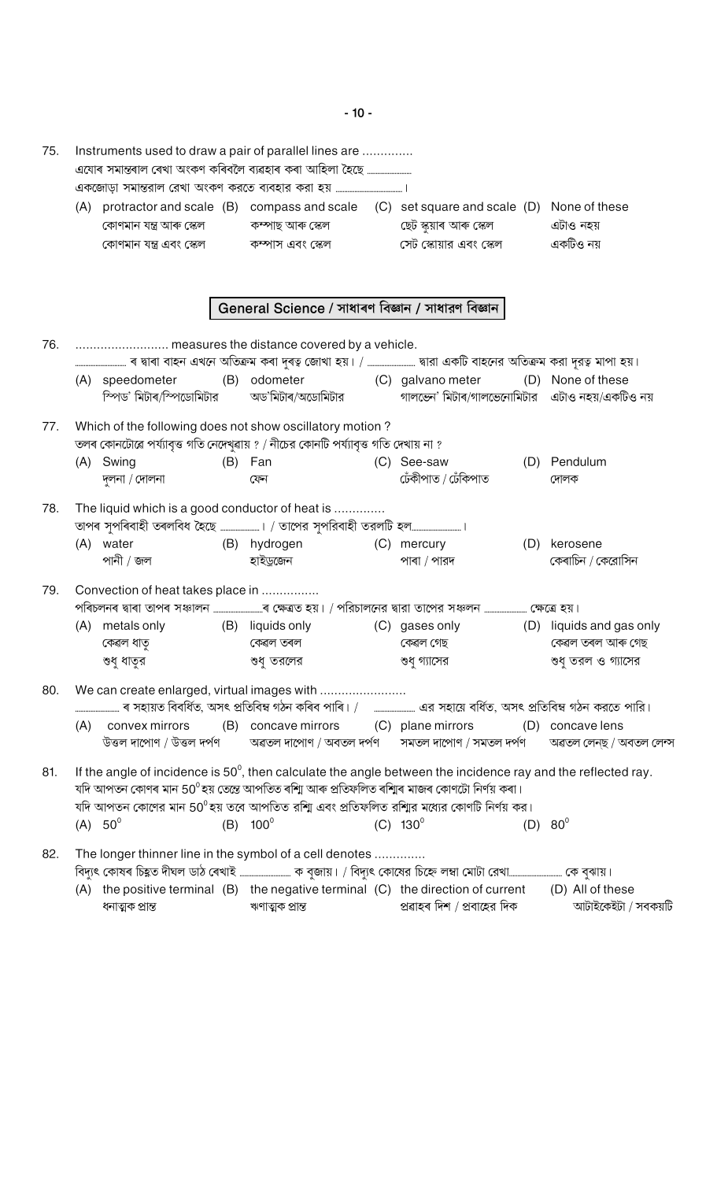75. Instruments used to draw a pair of parallel lines are ..............
এযোৰ সমান্তৰাল ৰেখা অংকণ কৰিবলৈ ব্যৱহাৰ কৰা আহিলা হৈছে ..................
একজোড়া সমান্তরাল রেখা অংকণ করতে ব্যবহার করা হয় ..................।

(A) protractor and scale / কোণমান যন্ত্ৰ আৰু স্কেল / কোণমান যন্ত্র এবং স্কেল
(B) compass and scale / কম্পাছ আৰু স্কেল / কম্পাস এবং স্কেল
(C) set square and scale / ছেট স্কুয়াৰ আৰু স্কেল / সেট স্কোয়ার এবং স্কেল
(D) None of these / এটাও নহয় / একটিও নয়

## General Science / সাধাৰণ বিজ্ঞান / সাধারণ বিজ্ঞান

76. .......................... measures the distance covered by a vehicle.
.................. ৰ দ্বাৰা বাহন এখনে অতিক্ৰম কৰা দূৰত্ব জোখা হয়। / .................. দ্বারা একটি বাহনের অতিক্রম করা দূরত্ব মাপা হয়।

(A) speedometer / স্পিড' মিটাৰ/স্পিডোমিটার
(B) odometer / অড'মিটাৰ/অডোমিটার
(C) galvano meter / গালভেন' মিটাৰ/গালভেনোমিটার
(D) None of these / এটাও নহয়/একটিও নয়

77. Which of the following does not show oscillatory motion ?
তলৰ কোনটোৱে পৰ্য্যাবৃত্ত গতি নেদেখুৱায় ? / নীচের কোনটি পর্য্যাবৃত্ত গতি দেখায় না ?

(A) Swing / দুলনা / দোলনা
(B) Fan / ফেন
(C) See-saw / ঢেঁকীপাত / ঢেঁকিপাত
(D) Pendulum / দোলক

78. The liquid which is a good conductor of heat is ..............
তাপৰ সুপৰিবাহী তৰলবিধ হৈছে ..................। / তাপের সুপরিবাহী তরলটি হল..................।

(A) water / পানী / জল
(B) hydrogen / হাইড্রজেন
(C) mercury / পাৰা / পারদ
(D) kerosene / কেৰাচিন / কেরোসিন

79. Convection of heat takes place in ................
পৰিচলনৰ দ্বাৰা তাপৰ সঞ্চালন ..................ৰ ক্ষেত্ৰত হয়। / পরিচালনের দ্বারা তাপের সঞ্চলন .................. ক্ষেত্রে হয়।

(A) metals only / কেৱল ধাতু / শুধু ধাতুর
(B) liquids only / কেৱল তৰল / শুধু তরলের
(C) gases only / কেৱল গেছ / শুধু গ্যাসের
(D) liquids and gas only / কেৱল তৰল আৰু গেছ / শুধু তরল ও গ্যাসের

80. We can create enlarged, virtual images with ........................
.................. ৰ সহায়ত বিবৰ্ধিত, অসৎ প্ৰতিবিম্ব গঠন কৰিব পাৰি। / .................. এর সহায়ে বর্ধিত, অসৎ প্রতিবিম্ব গঠন করতে পারি।

(A) convex mirrors / উত্তল দাপোণ / উত্তল দর্পণ
(B) concave mirrors / অৱতল দাপোণ / অবতল দর্পণ
(C) plane mirrors / সমতল দাপোণ / সমতল দর্পণ
(D) concave lens / অৱতল লেন্‌ছ / অবতল লেন্স

81. If the angle of incidence is $50^0$, then calculate the angle between the incidence ray and the reflected ray.
যদি আপতন কোণৰ মান $50^0$ হয় তেন্তে আপতিত ৰশ্মি আৰু প্ৰতিফলিত ৰশ্মিৰ মাজৰ কোণটো নিৰ্ণয় কৰা।
যদি আপতন কোণের মান $50^0$ হয় তবে আপতিত রশ্মি এবং প্রতিফলিত রশ্মির মধ্যের কোণটি নির্ণয় কর।

(A) $50^0$
(B) $100^0$
(C) $130^0$
(D) $80^0$

82. The longer thinner line in the symbol of a cell denotes ..............
বিদ্যুৎ কোষৰ চিহ্নত দীঘল ডাঠ ৰেখাই .................. ক বুজায়। / বিদ্যুৎ কোষের চিহ্নে লম্বা মোটা রেখা.................. কে বুঝায়।

(A) the positive terminal / ধনাত্মক প্রান্ত
(B) the negative terminal / ঋণাত্মক প্রান্ত
(C) the direction of current / প্ৰৱাহৰ দিশ / প্রবাহের দিক
(D) All of these / আটাইকেইটা / সবকয়টি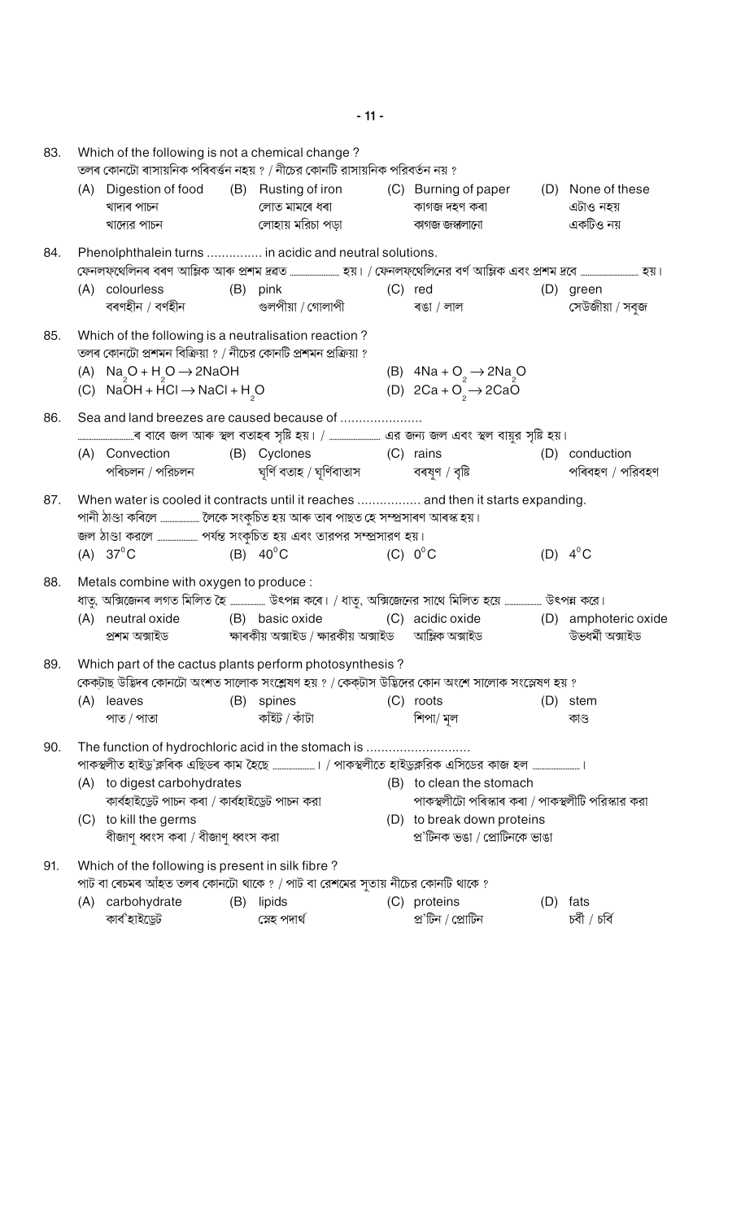83. Which of the following is not a chemical change ?
তলৰ কোনটো ৰাসায়নিক পৰিবৰ্তন নহয় ? / নীচের কোনটি রাসায়নিক পরিবর্তন নয় ?

(A) Digestion of food
খাদ্যৰ পাচন
খাদ্যের পাচন

(B) Rusting of iron
লোত মামৰে ধৰা
লোহায় মরিচা পড়া

(C) Burning of paper
কাগজ দহণ কৰা
কাগজ জ্বালানো

(D) None of these
এটাও নহয়
একটিও নয়

84. Phenolphthalein turns ............... in acidic and neutral solutions.
ফেনলফথেলিনৰ বৰণ আম্লিক আৰু প্ৰশম দ্ৰৱত ............ হয়। / ফেনলফথেলিনের বর্ণ আম্লিক এবং প্রশম দ্রবে ............ হয়।

(A) colourless
বৰণহীন / বর্ণহীন

(B) pink
গুলপীয়া / গোলাপী

(C) red
ৰঙা / লাল

(D) green
সেউজীয়া / সবুজ

85. Which of the following is a neutralisation reaction ?
তলৰ কোনটো প্ৰশমন বিক্ৰিয়া ? / নীচের কোনটি প্রশমন প্রক্রিয়া ?

(A) $Na_2O + H_2O \rightarrow 2NaOH$

(B) $4Na + O_2 \rightarrow 2Na_2O$

(C) $NaOH + HCl \rightarrow NaCl + H_2O$

(D) $2Ca + O_2 \rightarrow 2CaO$

86. Sea and land breezes are caused because of ......................
............ৰ বাবে জল আৰু স্থল বতাহৰ সৃষ্টি হয়। / ............ এর জন্য জল এবং স্থল বায়ুর সৃষ্টি হয়।

(A) Convection
পৰিচলন / পরিচলন

(B) Cyclones
ঘূৰ্ণি বতাহ / ঘূর্ণিবাতাস

(C) rains
বৰষুণ / বৃষ্টি

(D) conduction
পৰিবহণ / পরিবহণ

87. When water is cooled it contracts until it reaches ................. and then it starts expanding.
পানী ঠাণ্ডা কৰিলে ............ লৈকে সংকুচিত হয় আৰু তাৰ পাছত হে সম্প্ৰসাৰণ আৰম্ভ হয়।
জল ঠাণ্ডা করলে ............ পর্যন্ত সংকুচিত হয় এবং তারপর সম্প্রসারণ হয়।

(A) $37^0C$

(B) $40^0C$

(C) $0^0C$

(D) $4^0C$

88. Metals combine with oxygen to produce :
ধাতু, অক্সিজেনৰ লগত মিলিত হৈ ............ উৎপন্ন কৰে। / ধাতু, অক্সিজেনের সাথে মিলিত হয়ে ............ উৎপন্ন করে।

(A) neutral oxide
প্ৰশম অক্সাইড

(B) basic oxide
ক্ষাৰকীয় অক্সাইড / ক্ষারকীয় অক্সাইড

(C) acidic oxide
আম্লিক অক্সাইড

(D) amphoteric oxide
উভধর্মী অক্সাইড

89. Which part of the cactus plants perform photosynthesis ?
কেকটাছ উদ্ভিদৰ কোনটো অংশত সালোক সংশ্লেষণ হয় ? / কেকটাস উদ্ভিদের কোন অংশে সালোক সংশ্লেষণ হয় ?

(A) leaves
পাত / পাতা

(B) spines
কাঁইট / কাঁটা

(C) roots
শিপা/ মূল

(D) stem
কাণ্ড

90. The function of hydrochloric acid in the stomach is ............................
পাকস্থলীত হাইড্ৰক্লৰিক এছিডৰ কাম হৈছে ............। / পাকস্থলীতে হাইড্রক্লরিক এসিডের কাজ হল ............।

(A) to digest carbohydrates
কাৰ্বহাইড্ৰেট পাচন কৰা / কার্বহাইড্রেট পাচন করা

(B) to clean the stomach
পাকস্থলীটো পৰিস্কাৰ কৰা / পাকস্থলীটি পরিস্কার করা

(C) to kill the germs
বীজাণু ধ্বংস কৰা / বীজাণু ধ্বংস করা

(D) to break down proteins
প্ৰ'টিনক ভঙা / প্রোটিনকে ভাঙা

91. Which of the following is present in silk fibre ?
পাট বা ৰেচমৰ আঁহত তলৰ কোনটো থাকে ? / পাট বা রেশমের সুতায় নীচের কোনটি থাকে ?

(A) carbohydrate
কাৰ্বহাইড্ৰেট

(B) lipids
স্নেহ পদাৰ্থ

(C) proteins
প্ৰ'টিন / প্রোটিন

(D) fats
চৰ্বী / চর্বি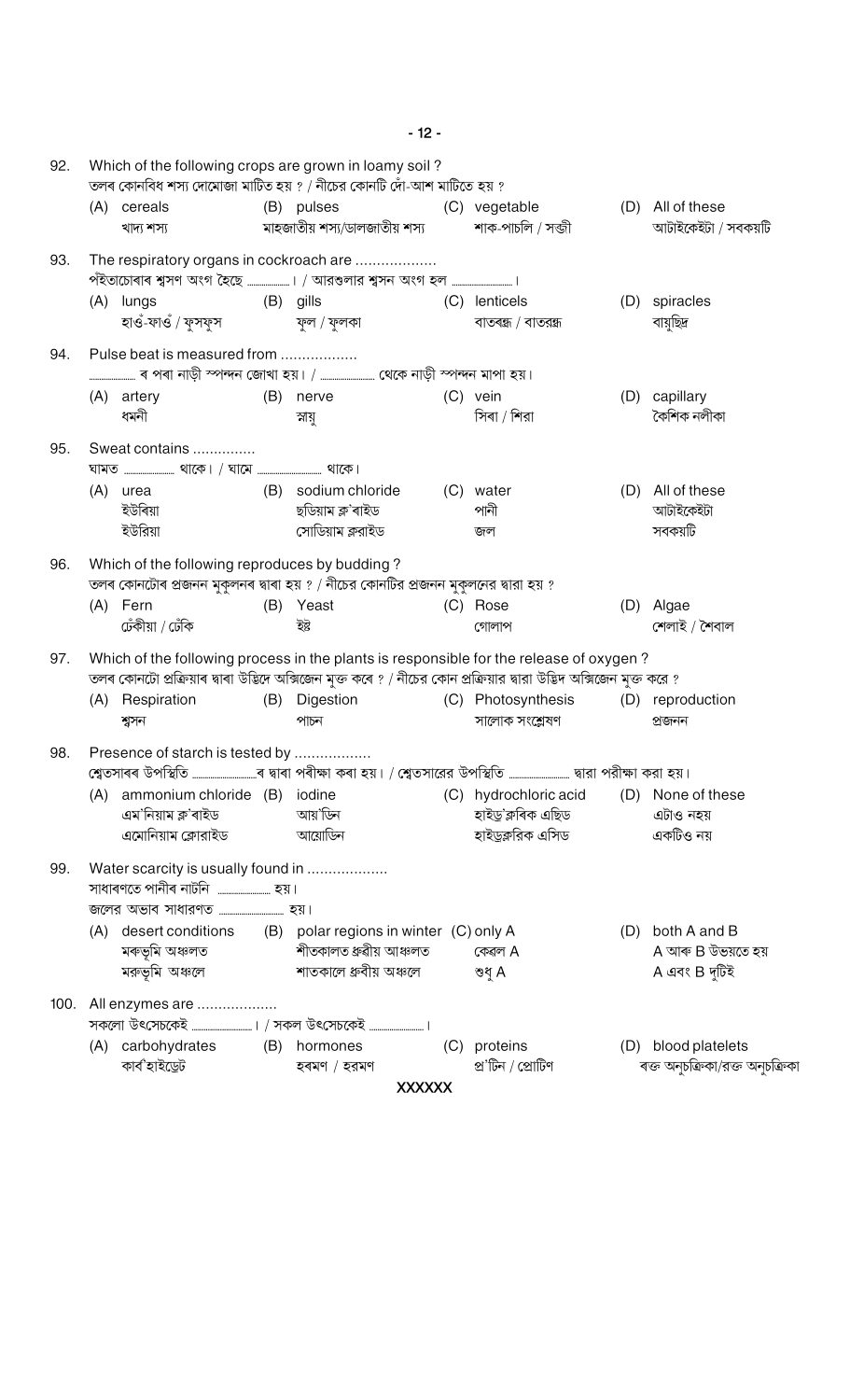92. Which of the following crops are grown in loamy soil ?
তলৰ কোনবিধ শস্য দোমোজা মাটিত হয় ? / নীচের কোনটি দোঁ-আশ মাটিতে হয় ?

(A) cereals
খাদ্য শস্য

(B) pulses
মাহজাতীয় শস্য/ডালজাতীয় শস্য

(C) vegetable
শাক-পাচলি / সব্জী

(D) All of these
আটাইকেইটা / সবকয়টি

93. The respiratory organs in cockroach are ..................
পইতাচোৰাৰ শ্বসণ অংগ হৈছে ................ । / আরশুলার শ্বসন অংগ হল ....................... ।

(A) lungs
হাওঁ-ফাওঁ / ফুসফুস

(B) gills
ফুল / ফুলকা

(C) lenticels
বাতৰন্ধ্ৰ / বাতরন্ধ্র

(D) spiracles
বায়ুছিদ্র

94. Pulse beat is measured from ..................
.................. ৰ পৰা নাড়ী স্পন্দন জোখা হয়। / .................... থেকে নাড়ী স্পন্দন মাপা হয়।

(A) artery
ধমনী

(B) nerve
স্নায়ু

(C) vein
সিৰা / শিরা

(D) capillary
কৈশিক নলীকা

95. Sweat contains ..............
ঘামত ...................... থাকে। / ঘামে ...................... থাকে।

(A) urea
ইউৰিয়া
ইউরিয়া

(B) sodium chloride
ছডিয়াম ক্ল'ৰাইড
সোডিয়াম ক্লরাইড

(C) water
পানী
জল

(D) All of these
আটাইকেইটা
সবকয়টি

96. Which of the following reproduces by budding ?
তলৰ কোনটোৰ প্ৰজনন মুকুলনৰ দ্বাৰা হয় ? / নীচের কোনটির প্রজনন মুকুলনের দ্বারা হয় ?

(A) Fern
ঢেঁকীয়া / ঢেঁকি

(B) Yeast
ইষ্ট

(C) Rose
গোলাপ

(D) Algae
শেলাই / শৈবাল

97. Which of the following process in the plants is responsible for the release of oxygen ?
তলৰ কোনটো প্ৰক্ৰিয়াৰ দ্বাৰা উদ্ভিদে অক্সিজেন মুক্ত কৰে ? / নীচের কোন প্রক্রিয়ার দ্বারা উদ্ভিদ অক্সিজেন মুক্ত করে ?

(A) Respiration
শ্বসন

(B) Digestion
পাচন

(C) Photosynthesis
সালোক সংশ্লেষণ

(D) reproduction
প্ৰজনন

98. Presence of starch is tested by ..................
শ্বেতসাৰৰ উপস্থিতি ........................ৰ দ্বাৰা পৰীক্ষা কৰা হয়। / শ্বেতসারের উপস্থিতি ........................ দ্বারা পরীক্ষা করা হয়।

(A) ammonium chloride
এম'নিয়াম ক্ল'ৰাইড
এমোনিয়াম ক্লোরাইড

(B) iodine
আয়'ডিন
আয়োডিন

(C) hydrochloric acid
হাইড্ৰ'ক্লৰিক এছিড
হাইড্রক্লরিক এসিড

(D) None of these
এটাও নহয়
একটিও নয়

99. Water scarcity is usually found in ..................
সাধাৰণতে পানীৰ নাটনি ...................... হয়।
জলের অভাব সাধারণত ........................ হয়।

(A) desert conditions
মৰুভূমি অঞ্চলত
মরুভূমি অঞ্চলে

(B) polar regions in winter
শীতকালত ধ্ৰুৱীয় আঞ্চলত
শীতকালে ধ্রুবীয় অঞ্চলে

(C) only A
কেৱল A
শুধু A

(D) both A and B
A আৰু B উভয়তে হয়
A এবং B দুটিই

100. All enzymes are ..................
সকলো উৎসেচকেই ...................... । / সকল উৎসেচকেই ...................... ।

(A) carbohydrates
কাৰ্ব'হাইড্ৰেট

(B) hormones
হৰমণ / হরমণ

(C) proteins
প্ৰ'টিন / প্রোটিণ

(D) blood platelets
ৰক্ত অনুচক্ৰিকা/রক্ত অনুচক্রিকা

XXXXXX